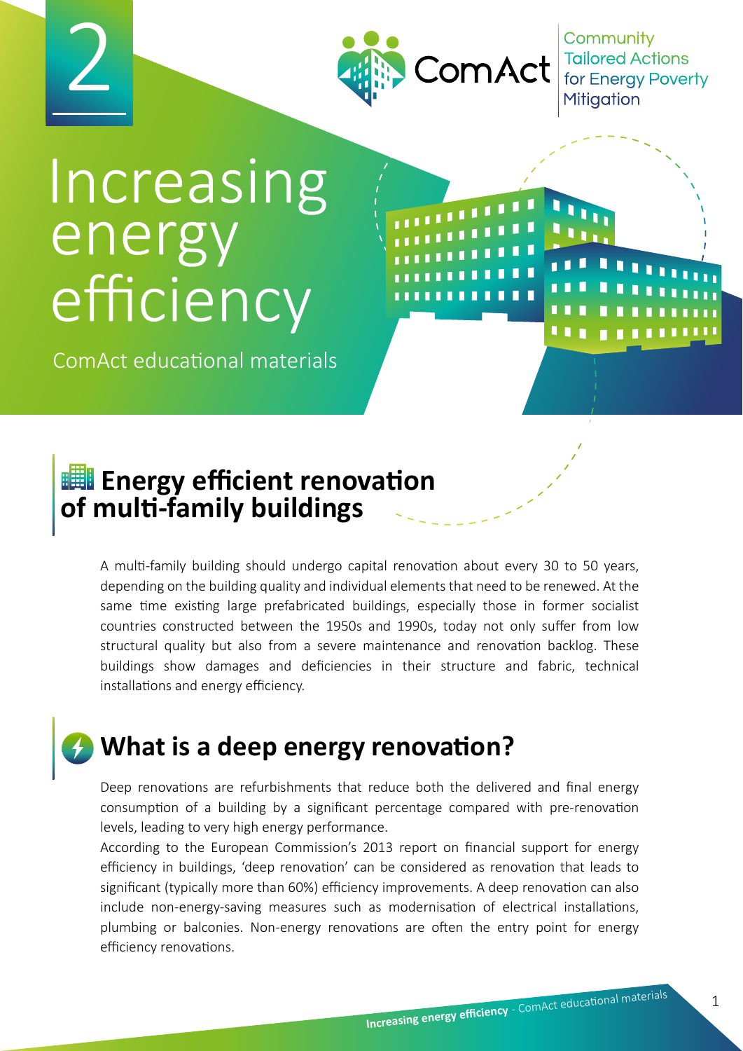2

ComAct — Community Tailored Actions for Energy Poverty Mitigation

# Increasing energy efficiency

ComAct educational materials

## Energy efficient renovation of multi-family buildings

A multi-family building should undergo capital renovation about every 30 to 50 years, depending on the building quality and individual elements that need to be renewed. At the same time existing large prefabricated buildings, especially those in former socialist countries constructed between the 1950s and 1990s, today not only suffer from low structural quality but also from a severe maintenance and renovation backlog. These buildings show damages and deficiencies in their structure and fabric, technical installations and energy efficiency.

## What is a deep energy renovation?

Deep renovations are refurbishments that reduce both the delivered and final energy consumption of a building by a significant percentage compared with pre-renovation levels, leading to very high energy performance.

According to the European Commission's 2013 report on financial support for energy efficiency in buildings, 'deep renovation' can be considered as renovation that leads to significant (typically more than 60%) efficiency improvements. A deep renovation can also include non-energy-saving measures such as modernisation of electrical installations, plumbing or balconies. Non-energy renovations are often the entry point for energy efficiency renovations.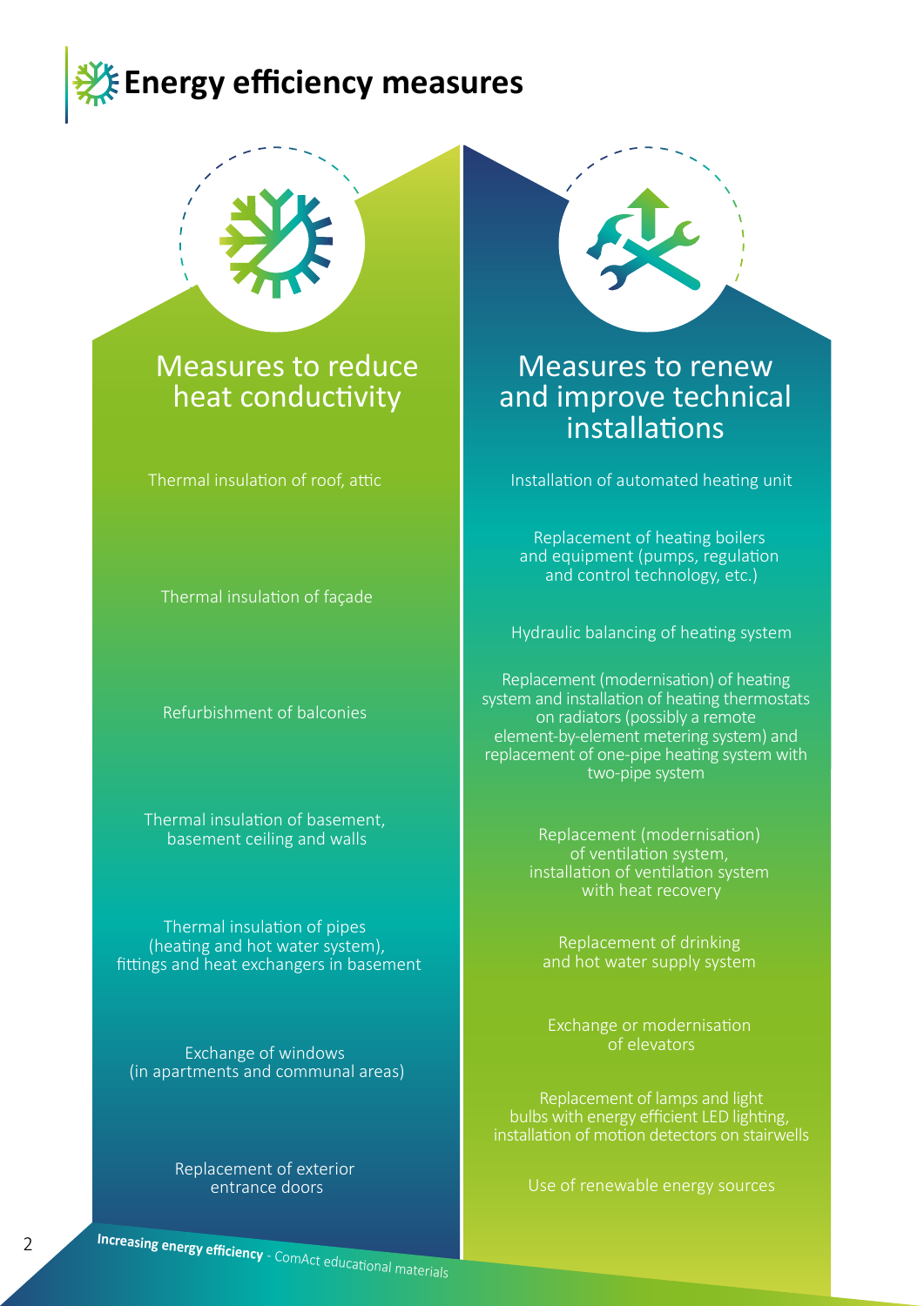# Energy efficiency measures

## Measures to reduce heat conductivity

- Thermal insulation of roof, attic
- Thermal insulation of façade
- Refurbishment of balconies
- Thermal insulation of basement, basement ceiling and walls
- Thermal insulation of pipes (heating and hot water system), fittings and heat exchangers in basement
- Exchange of windows (in apartments and communal areas)
- Replacement of exterior entrance doors

## Measures to renew and improve technical installations

- Installation of automated heating unit
- Replacement of heating boilers and equipment (pumps, regulation and control technology, etc.)
- Hydraulic balancing of heating system
- Replacement (modernisation) of heating system and installation of heating thermostats on radiators (possibly a remote element-by-element metering system) and replacement of one-pipe heating system with two-pipe system
- Replacement (modernisation) of ventilation system, installation of ventilation system with heat recovery
- Replacement of drinking and hot water supply system
- Exchange or modernisation of elevators
- Replacement of lamps and light bulbs with energy efficient LED lighting, installation of motion detectors on stairwells
- Use of renewable energy sources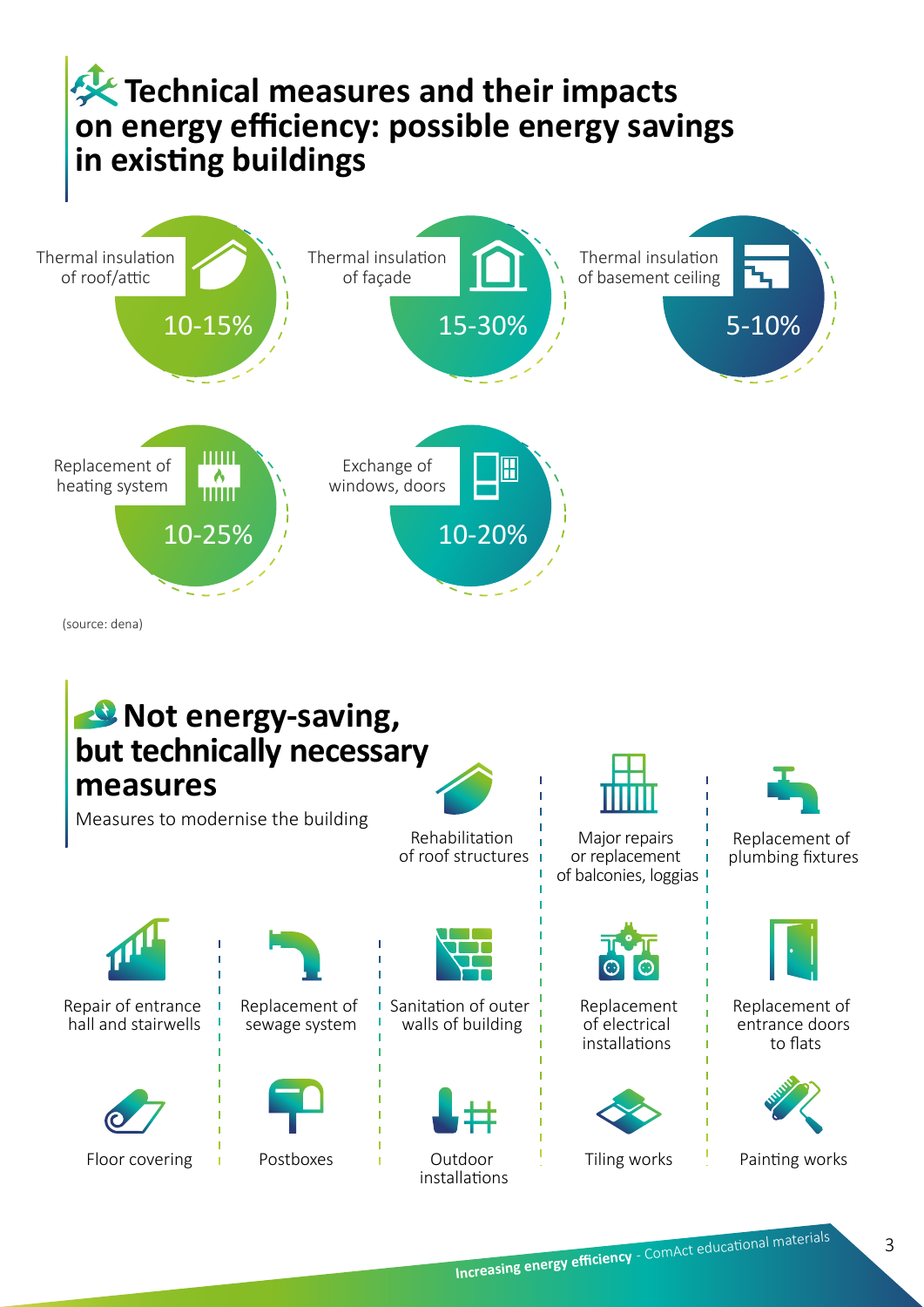# Technical measures and their impacts on energy efficiency: possible energy savings in existing buildings

| Measure | Possible energy savings |
| --- | --- |
| Thermal insulation of roof/attic | 10-15% |
| Thermal insulation of façade | 15-30% |
| Thermal insulation of basement ceiling | 5-10% |
| Replacement of heating system | 10-25% |
| Exchange of windows, doors | 10-20% |

(source: dena)

# Not energy-saving, but technically necessary measures

Measures to modernise the building

- Rehabilitation of roof structures
- Major repairs or replacement of balconies, loggias
- Replacement of plumbing fixtures
- Repair of entrance hall and stairwells
- Replacement of sewage system
- Sanitation of outer walls of building
- Replacement of electrical installations
- Replacement of entrance doors to flats
- Floor covering
- Postboxes
- Outdoor installations
- Tiling works
- Painting works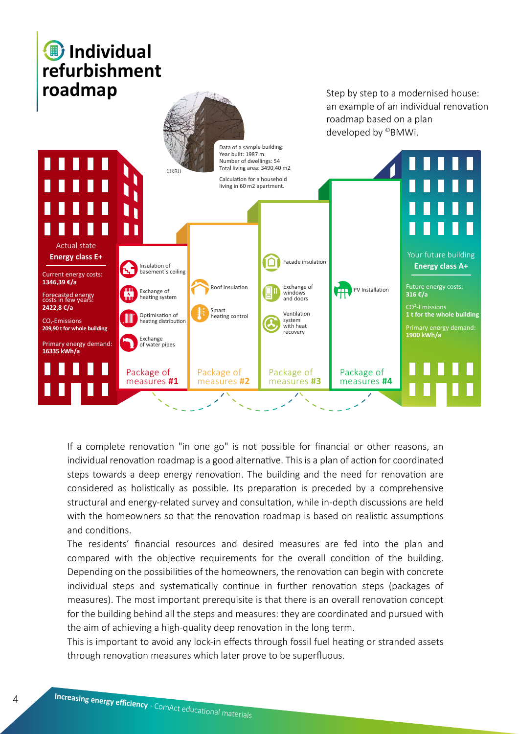# Individual refurbishment roadmap

Step by step to a modernised house: an example of an individual renovation roadmap based on a plan developed by ©BMWi.

©KBU

Data of a sample building:
Year built: 1987 m.
Number of dwellings: 54
Total living area: 3490,40 m2

Calculation for a household living in 60 m2 apartment.

**Actual state**
**Energy class E+**

Current energy costs:
**1346,39 €/a**

Forecasted energy costs in few years:
**2422,8 €/a**

$CO_2$-Emissions
**209,90 t for whole building**

Primary energy demand:
**16335 kWh/a**

**Package of measures #1**
- Insulation of basement`s ceiling
- Exchange of heating system
- Optimisation of heating distribution
- Exchange of water pipes

**Package of measures #2**
- Roof insulation
- Smart heating control

**Package of measures #3**
- Facade insulation
- Exchange of windows and doors
- Ventilation system with heat recovery

**Package of measures #4**
- PV Installation

**Your future building**
**Energy class A+**

Future energy costs:
**316 €/a**

$CO^2$-Emissions
**1 t for the whole building**

Primary energy demand:
**1900 kWh/a**

If a complete renovation "in one go" is not possible for financial or other reasons, an individual renovation roadmap is a good alternative. This is a plan of action for coordinated steps towards a deep energy renovation. The building and the need for renovation are considered as holistically as possible. Its preparation is preceded by a comprehensive structural and energy-related survey and consultation, while in-depth discussions are held with the homeowners so that the renovation roadmap is based on realistic assumptions and conditions.

The residents' financial resources and desired measures are fed into the plan and compared with the objective requirements for the overall condition of the building. Depending on the possibilities of the homeowners, the renovation can begin with concrete individual steps and systematically continue in further renovation steps (packages of measures). The most important prerequisite is that there is an overall renovation concept for the building behind all the steps and measures: they are coordinated and pursued with the aim of achieving a high-quality deep renovation in the long term.

This is important to avoid any lock-in effects through fossil fuel heating or stranded assets through renovation measures which later prove to be superfluous.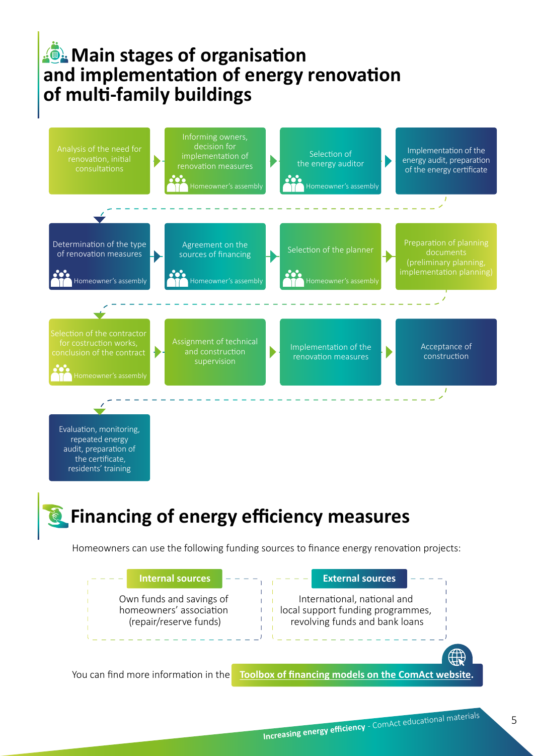# Main stages of organisation and implementation of energy renovation of multi-family buildings

1. Analysis of the need for renovation, initial consultations
2. Informing owners, decision for implementation of renovation measures — Homeowner's assembly
3. Selection of the energy auditor — Homeowner's assembly
4. Implementation of the energy audit, preparation of the energy certificate
5. Determination of the type of renovation measures — Homeowner's assembly
6. Agreement on the sources of financing — Homeowner's assembly
7. Selection of the planner — Homeowner's assembly
8. Preparation of planning documents (preliminary planning, implementation planning)
9. Selection of the contractor for costruction works, conclusion of the contract — Homeowner's assembly
10. Assignment of technical and construction supervision
11. Implementation of the renovation measures
12. Acceptance of construction
13. Evaluation, monitoring, repeated energy audit, preparation of the certificate, residents' training

# Financing of energy efficiency measures

Homeowners can use the following funding sources to finance energy renovation projects:

**Internal sources**

Own funds and savings of homeowners' association (repair/reserve funds)

**External sources**

International, national and local support funding programmes, revolving funds and bank loans

You can find more information in the **Toolbox of financing models on the ComAct website.**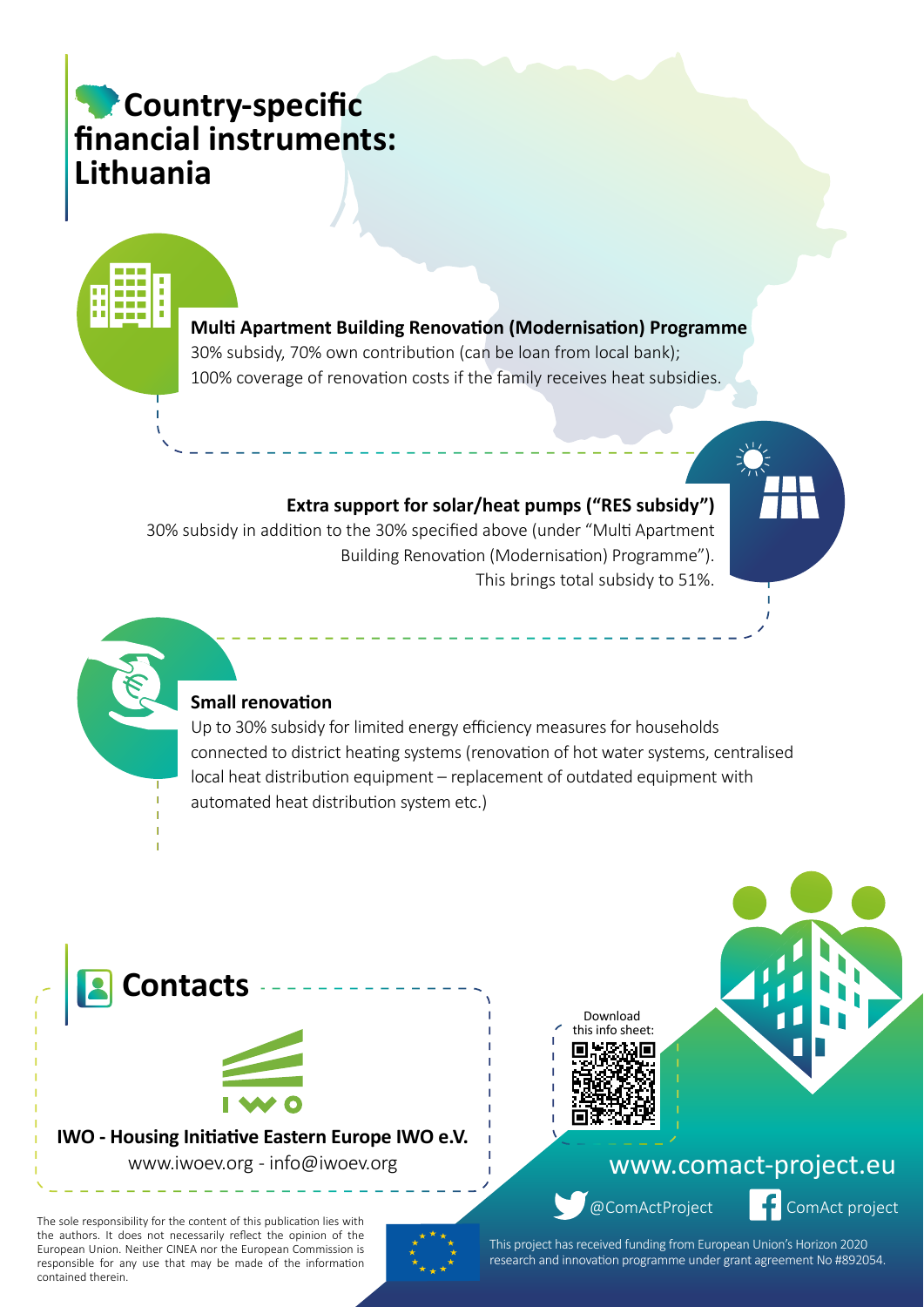# Country-specific financial instruments: Lithuania

### Multi Apartment Building Renovation (Modernisation) Programme

30% subsidy, 70% own contribution (can be loan from local bank);
100% coverage of renovation costs if the family receives heat subsidies.

### Extra support for solar/heat pumps ("RES subsidy")

30% subsidy in addition to the 30% specified above (under "Multi Apartment Building Renovation (Modernisation) Programme").
This brings total subsidy to 51%.

### Small renovation

Up to 30% subsidy for limited energy efficiency measures for households connected to district heating systems (renovation of hot water systems, centralised local heat distribution equipment – replacement of outdated equipment with automated heat distribution system etc.)

## Contacts

**IWO - Housing Initiative Eastern Europe IWO e.V.**
www.iwoev.org - info@iwoev.org

Download this info sheet:

www.comact-project.eu

@ComActProject

ComAct project

The sole responsibility for the content of this publication lies with the authors. It does not necessarily reflect the opinion of the European Union. Neither CINEA nor the European Commission is responsible for any use that may be made of the information contained therein.

This project has received funding from European Union's Horizon 2020 research and innovation programme under grant agreement No #892054.